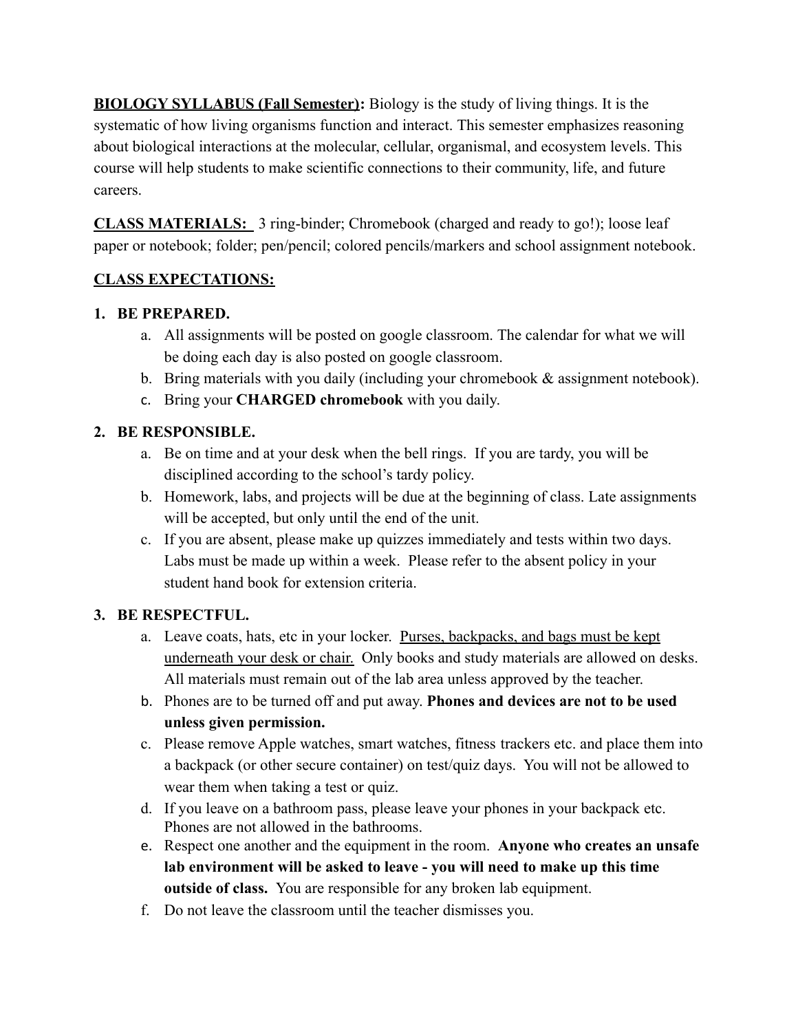**BIOLOGY SYLLABUS (Fall Semester):** Biology is the study of living things. It is the systematic of how living organisms function and interact. This semester emphasizes reasoning about biological interactions at the molecular, cellular, organismal, and ecosystem levels. This course will help students to make scientific connections to their community, life, and future careers.

**CLASS MATERIALS:** 3 ring-binder; Chromebook (charged and ready to go!); loose leaf paper or notebook; folder; pen/pencil; colored pencils/markers and school assignment notebook.

**CLASS EXPECTATIONS:**

1. **BE PREPARED.**
   a. All assignments will be posted on google classroom. The calendar for what we will be doing each day is also posted on google classroom.
   b. Bring materials with you daily (including your chromebook & assignment notebook).
   c. Bring your **CHARGED chromebook** with you daily.

2. **BE RESPONSIBLE.**
   a. Be on time and at your desk when the bell rings. If you are tardy, you will be disciplined according to the school's tardy policy.
   b. Homework, labs, and projects will be due at the beginning of class. Late assignments will be accepted, but only until the end of the unit.
   c. If you are absent, please make up quizzes immediately and tests within two days. Labs must be made up within a week. Please refer to the absent policy in your student hand book for extension criteria.

3. **BE RESPECTFUL.**
   a. Leave coats, hats, etc in your locker. Purses, backpacks, and bags must be kept underneath your desk or chair. Only books and study materials are allowed on desks. All materials must remain out of the lab area unless approved by the teacher.
   b. Phones are to be turned off and put away. **Phones and devices are not to be used unless given permission.**
   c. Please remove Apple watches, smart watches, fitness trackers etc. and place them into a backpack (or other secure container) on test/quiz days. You will not be allowed to wear them when taking a test or quiz.
   d. If you leave on a bathroom pass, please leave your phones in your backpack etc. Phones are not allowed in the bathrooms.
   e. Respect one another and the equipment in the room. **Anyone who creates an unsafe lab environment will be asked to leave - you will need to make up this time outside of class.** You are responsible for any broken lab equipment.
   f. Do not leave the classroom until the teacher dismisses you.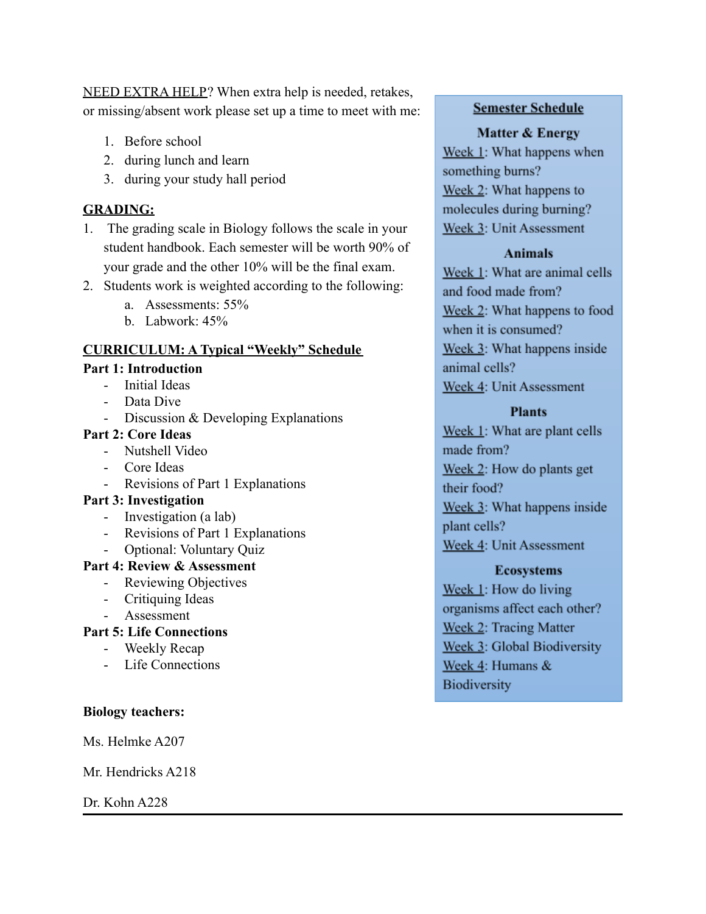<u>NEED EXTRA HELP</u>? When extra help is needed, retakes, or missing/absent work please set up a time to meet with me:

1. Before school
2. during lunch and learn
3. during your study hall period

**<u>GRADING:</u>**

1. The grading scale in Biology follows the scale in your student handbook. Each semester will be worth 90% of your grade and the other 10% will be the final exam.
2. Students work is weighted according to the following:
    a. Assessments: 55%
    b. Labwork: 45%

**<u>CURRICULUM: A Typical "Weekly" Schedule</u>**

**Part 1: Introduction**

- Initial Ideas
- Data Dive
- Discussion & Developing Explanations

**Part 2: Core Ideas**

- Nutshell Video
- Core Ideas
- Revisions of Part 1 Explanations

**Part 3: Investigation**

- Investigation (a lab)
- Revisions of Part 1 Explanations
- Optional: Voluntary Quiz

**Part 4: Review & Assessment**

- Reviewing Objectives
- Critiquing Ideas
- Assessment

**Part 5: Life Connections**

- Weekly Recap
- Life Connections

**Biology teachers:**

Ms. Helmke A207

Mr. Hendricks A218

Dr. Kohn A228

**<u>Semester Schedule</u>**

**Matter & Energy**

<u>Week 1</u>: What happens when something burns?

<u>Week 2</u>: What happens to molecules during burning?

<u>Week 3</u>: Unit Assessment

**Animals**

<u>Week 1</u>: What are animal cells and food made from?

<u>Week 2</u>: What happens to food when it is consumed?

<u>Week 3</u>: What happens inside animal cells?

<u>Week 4</u>: Unit Assessment

**Plants**

<u>Week 1</u>: What are plant cells made from?

<u>Week 2</u>: How do plants get their food?

<u>Week 3</u>: What happens inside plant cells?

<u>Week 4</u>: Unit Assessment

**Ecosystems**

<u>Week 1</u>: How do living organisms affect each other?

<u>Week 2</u>: Tracing Matter

<u>Week 3</u>: Global Biodiversity

<u>Week 4</u>: Humans & Biodiversity